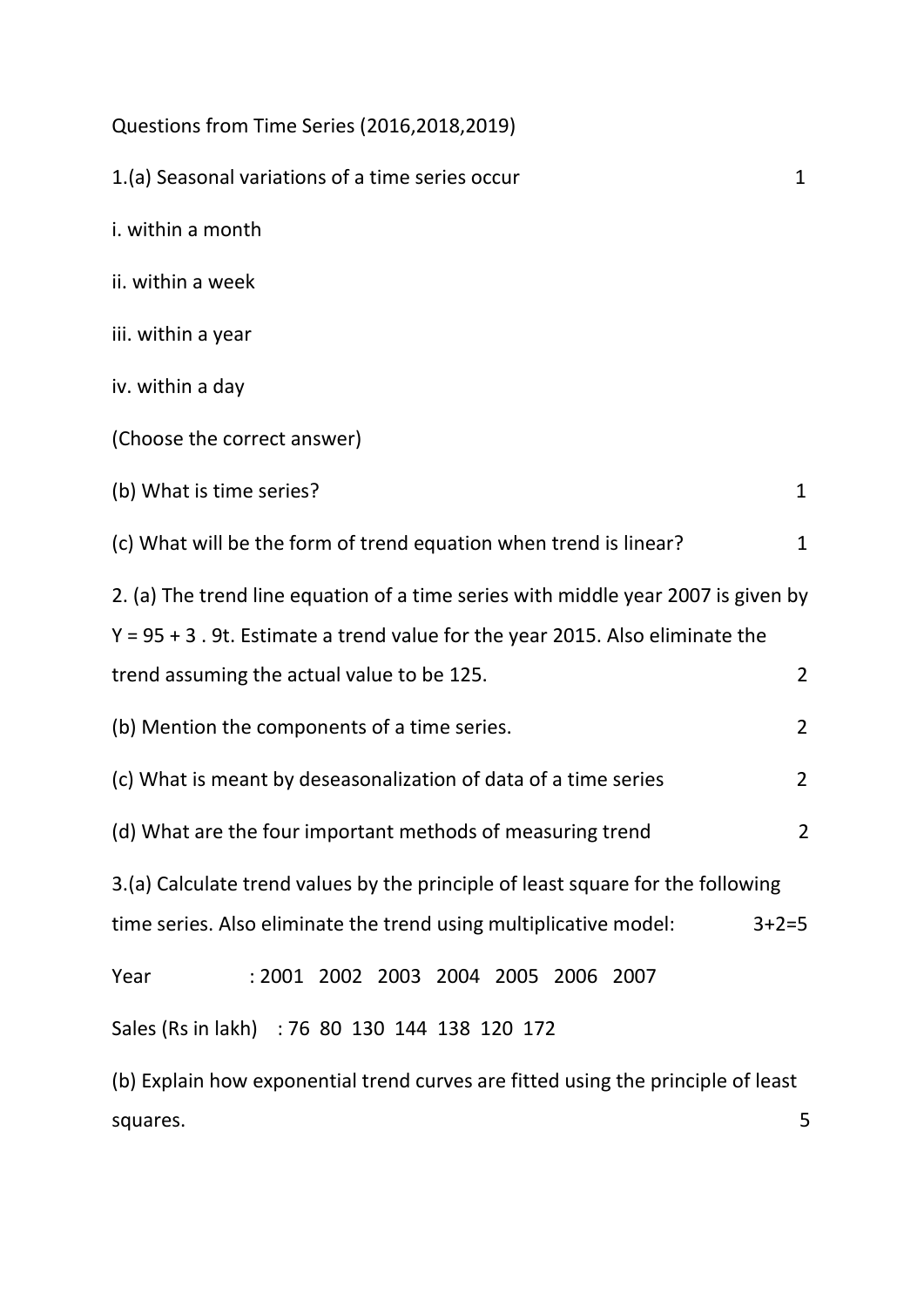Questions from Time Series (2016,2018,2019)

1.(a) Seasonal variations of a time series occur 1

i. within a month

ii. within a week

iii. within a year

iv. within a day

(Choose the correct answer)

(b) What is time series? 1

(c) What will be the form of trend equation when trend is linear? 1

2. (a) The trend line equation of a time series with middle year 2007 is given by $Y = 95 + 3 . 9t$. Estimate a trend value for the year 2015. Also eliminate the trend assuming the actual value to be 125. 2

(b) Mention the components of a time series. 2

(c) What is meant by deseasonalization of data of a time series 2

(d) What are the four important methods of measuring trend 2

3.(a) Calculate trend values by the principle of least square for the following time series. Also eliminate the trend using multiplicative model: 3+2=5

| Year | 2001 | 2002 | 2003 | 2004 | 2005 | 2006 | 2007 |
|---|---|---|---|---|---|---|---|
| Sales (Rs in lakh) | 76 | 80 | 130 | 144 | 138 | 120 | 172 |

(b) Explain how exponential trend curves are fitted using the principle of least squares. 5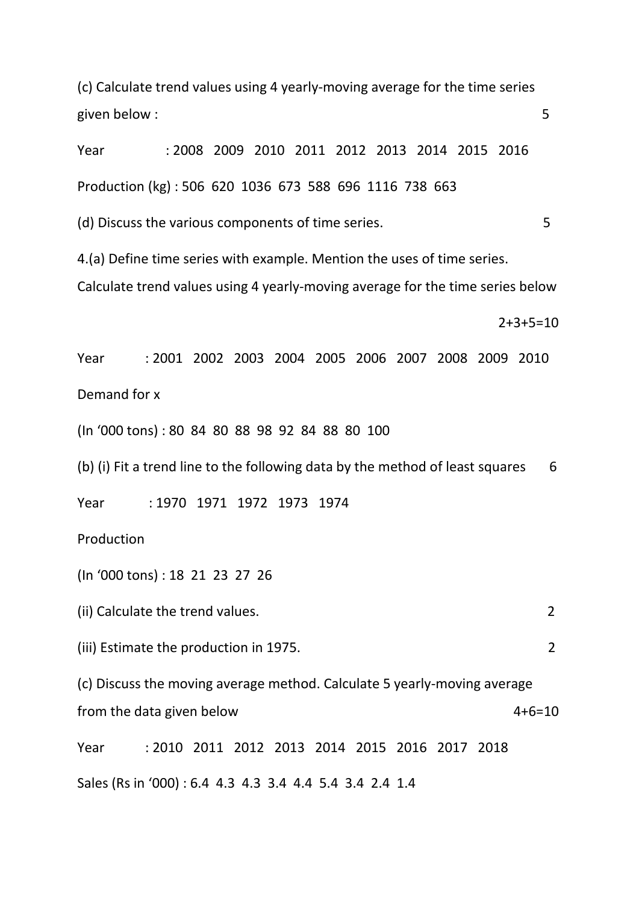(c) Calculate trend values using 4 yearly-moving average for the time series given below : 5

Year : 2008 2009 2010 2011 2012 2013 2014 2015 2016

Production (kg) : 506 620 1036 673 588 696 1116 738 663

(d) Discuss the various components of time series. 5

4.(a) Define time series with example. Mention the uses of time series. Calculate trend values using 4 yearly-moving average for the time series below

2+3+5=10

Year : 2001 2002 2003 2004 2005 2006 2007 2008 2009 2010

Demand for x

(In '000 tons) : 80 84 80 88 98 92 84 88 80 100

(b) (i) Fit a trend line to the following data by the method of least squares 6

Year : 1970 1971 1972 1973 1974

Production

(In '000 tons) : 18 21 23 27 26

(ii) Calculate the trend values. 2

(iii) Estimate the production in 1975. 2

(c) Discuss the moving average method. Calculate 5 yearly-moving average from the data given below 4+6=10

Year : 2010 2011 2012 2013 2014 2015 2016 2017 2018

Sales (Rs in '000) : 6.4 4.3 4.3 3.4 4.4 5.4 3.4 2.4 1.4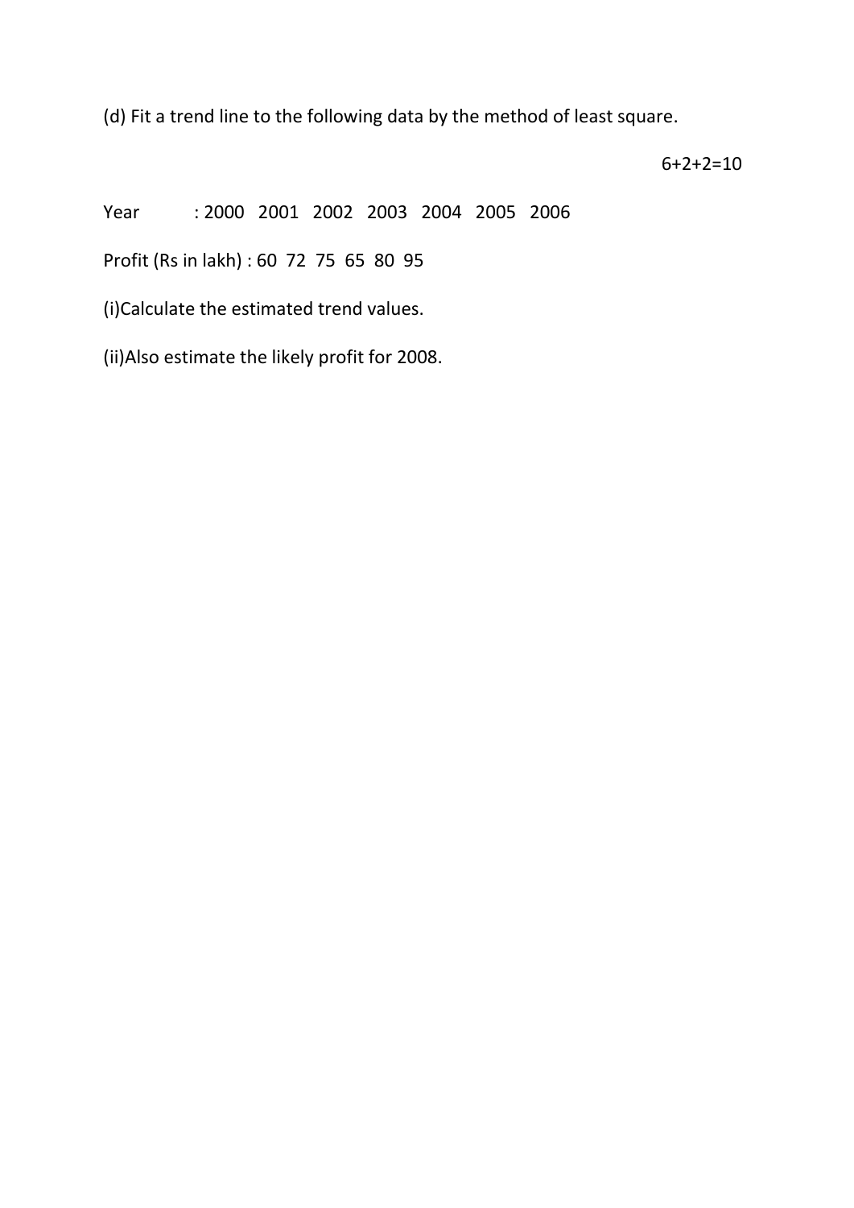(d) Fit a trend line to the following data by the method of least square.

6+2+2=10

Year : 2000 2001 2002 2003 2004 2005 2006

Profit (Rs in lakh) : 60 72 75 65 80 95

(i)Calculate the estimated trend values.

(ii)Also estimate the likely profit for 2008.